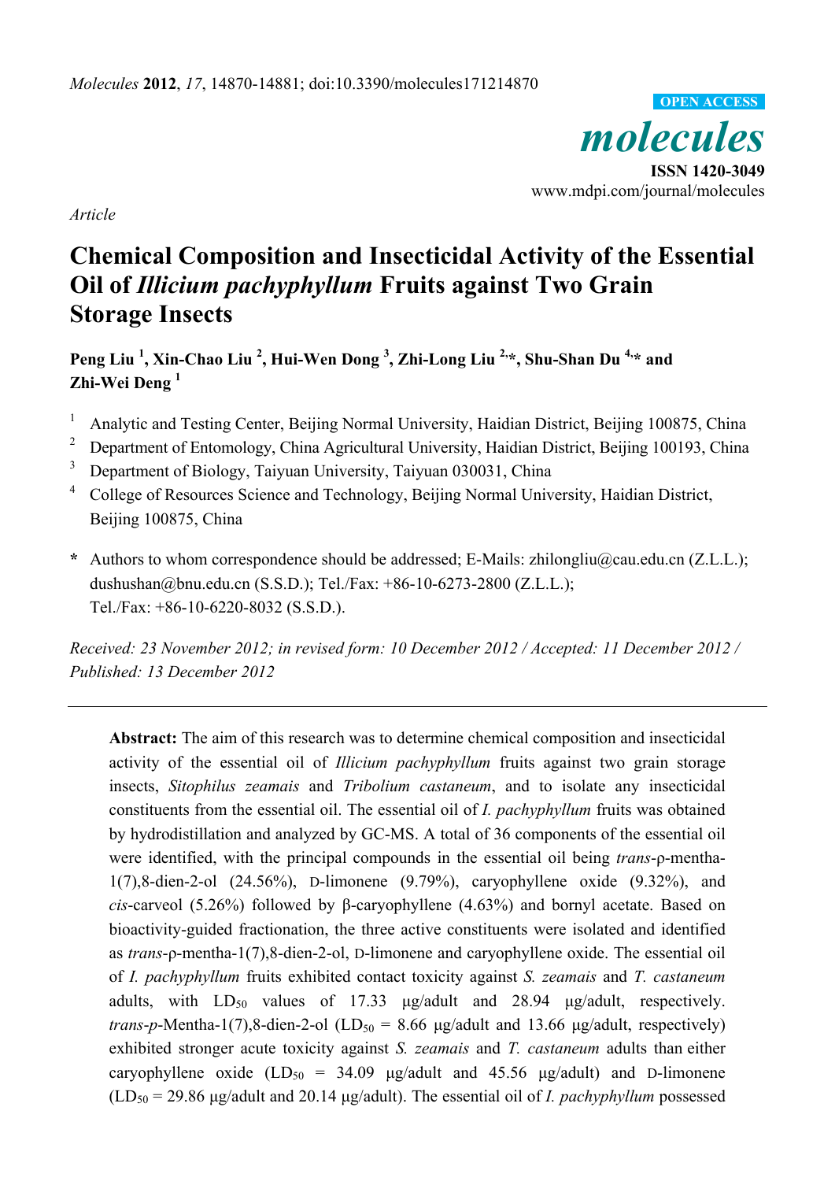OPEN ACCESS

*molecules*

ISSN 1420-3049

www.mdpi.com/journal/molecules

*Article*

# Chemical Composition and Insecticidal Activity of the Essential Oil of *Illicium pachyphyllum* Fruits against Two Grain Storage Insects

**Peng Liu [1], Xin-Chao Liu [2], Hui-Wen Dong [3], Zhi-Long Liu [2,*], Shu-Shan Du [4,*] and Zhi-Wei Deng [1]**

1. Analytic and Testing Center, Beijing Normal University, Haidian District, Beijing 100875, China
2. Department of Entomology, China Agricultural University, Haidian District, Beijing 100193, China
3. Department of Biology, Taiyuan University, Taiyuan 030031, China
4. College of Resources Science and Technology, Beijing Normal University, Haidian District, Beijing 100875, China

**\*** Authors to whom correspondence should be addressed; E-Mails: zhilongliu@cau.edu.cn (Z.L.L.); dushushan@bnu.edu.cn (S.S.D.); Tel./Fax: +86-10-6273-2800 (Z.L.L.); Tel./Fax: +86-10-6220-8032 (S.S.D.).

*Received: 23 November 2012; in revised form: 10 December 2012 / Accepted: 11 December 2012 / Published: 13 December 2012*

---

**Abstract:** The aim of this research was to determine chemical composition and insecticidal activity of the essential oil of *Illicium pachyphyllum* fruits against two grain storage insects, *Sitophilus zeamais* and *Tribolium castaneum*, and to isolate any insecticidal constituents from the essential oil. The essential oil of *I. pachyphyllum* fruits was obtained by hydrodistillation and analyzed by GC-MS. A total of 36 components of the essential oil were identified, with the principal compounds in the essential oil being *trans*-ρ-mentha-1(7),8-dien-2-ol (24.56%), D-limonene (9.79%), caryophyllene oxide (9.32%), and *cis*-carveol (5.26%) followed by β-caryophyllene (4.63%) and bornyl acetate. Based on bioactivity-guided fractionation, the three active constituents were isolated and identified as *trans*-ρ-mentha-1(7),8-dien-2-ol, D-limonene and caryophyllene oxide. The essential oil of *I. pachyphyllum* fruits exhibited contact toxicity against *S. zeamais* and *T. castaneum* adults, with $LD_{50}$ values of 17.33 μg/adult and 28.94 μg/adult, respectively. *trans*-*p*-Mentha-1(7),8-dien-2-ol ($LD_{50}$ = 8.66 μg/adult and 13.66 μg/adult, respectively) exhibited stronger acute toxicity against *S. zeamais* and *T. castaneum* adults than either caryophyllene oxide ($LD_{50}$ = 34.09 μg/adult and 45.56 μg/adult) and D-limonene ($LD_{50}$ = 29.86 μg/adult and 20.14 μg/adult). The essential oil of *I. pachyphyllum* possessed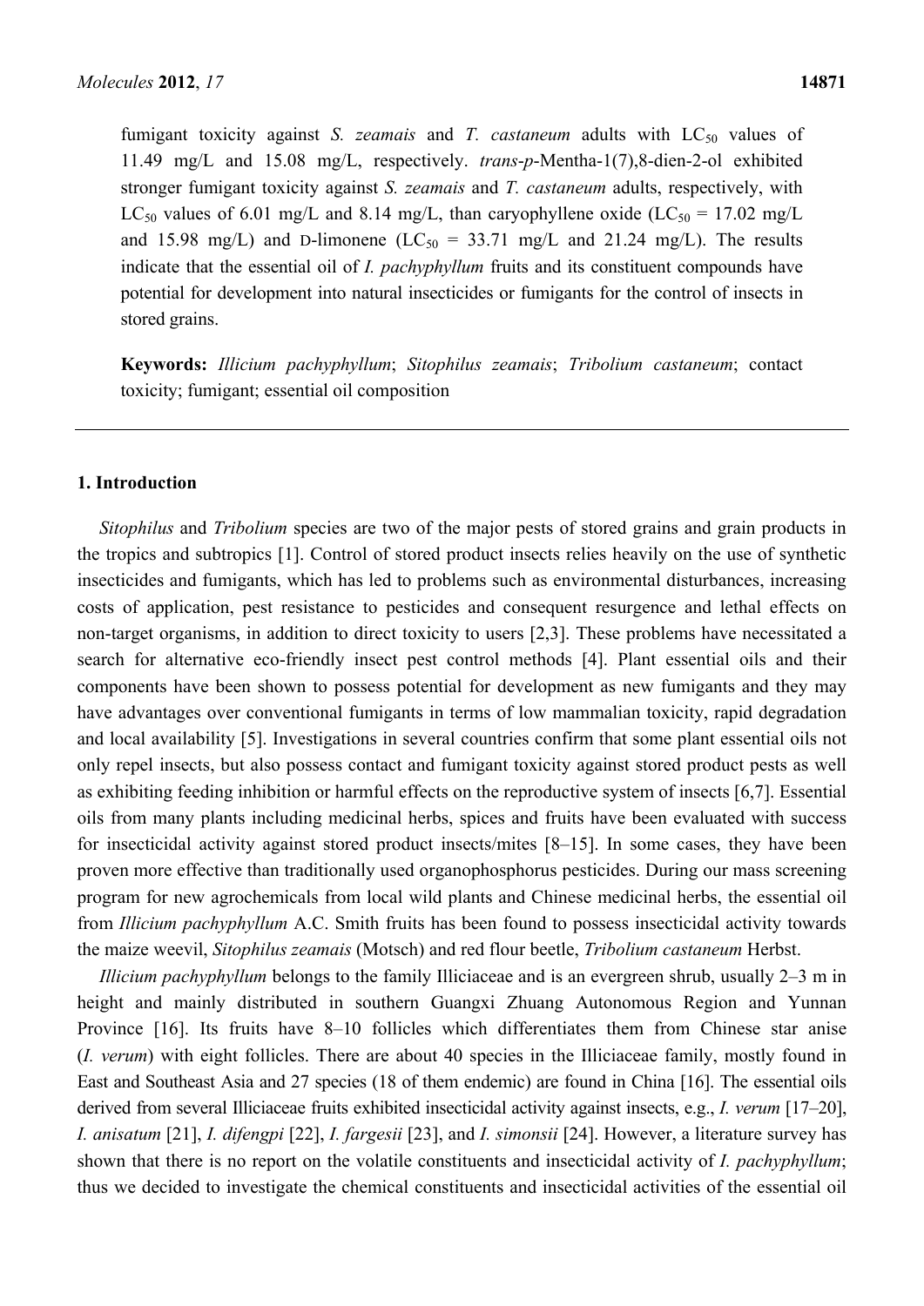fumigant toxicity against *S. zeamais* and *T. castaneum* adults with $LC_{50}$ values of 11.49 mg/L and 15.08 mg/L, respectively. *trans*-*p*-Mentha-1(7),8-dien-2-ol exhibited stronger fumigant toxicity against *S. zeamais* and *T. castaneum* adults, respectively, with $LC_{50}$ values of 6.01 mg/L and 8.14 mg/L, than caryophyllene oxide ($LC_{50}$ = 17.02 mg/L and 15.98 mg/L) and D-limonene ($LC_{50}$ = 33.71 mg/L and 21.24 mg/L). The results indicate that the essential oil of *I. pachyphyllum* fruits and its constituent compounds have potential for development into natural insecticides or fumigants for the control of insects in stored grains.

**Keywords:** *Illicium pachyphyllum*; *Sitophilus zeamais*; *Tribolium castaneum*; contact toxicity; fumigant; essential oil composition

## 1. Introduction

*Sitophilus* and *Tribolium* species are two of the major pests of stored grains and grain products in the tropics and subtropics [1]. Control of stored product insects relies heavily on the use of synthetic insecticides and fumigants, which has led to problems such as environmental disturbances, increasing costs of application, pest resistance to pesticides and consequent resurgence and lethal effects on non-target organisms, in addition to direct toxicity to users [2,3]. These problems have necessitated a search for alternative eco-friendly insect pest control methods [4]. Plant essential oils and their components have been shown to possess potential for development as new fumigants and they may have advantages over conventional fumigants in terms of low mammalian toxicity, rapid degradation and local availability [5]. Investigations in several countries confirm that some plant essential oils not only repel insects, but also possess contact and fumigant toxicity against stored product pests as well as exhibiting feeding inhibition or harmful effects on the reproductive system of insects [6,7]. Essential oils from many plants including medicinal herbs, spices and fruits have been evaluated with success for insecticidal activity against stored product insects/mites [8–15]. In some cases, they have been proven more effective than traditionally used organophosphorus pesticides. During our mass screening program for new agrochemicals from local wild plants and Chinese medicinal herbs, the essential oil from *Illicium pachyphyllum* A.C. Smith fruits has been found to possess insecticidal activity towards the maize weevil, *Sitophilus zeamais* (Motsch) and red flour beetle, *Tribolium castaneum* Herbst.

*Illicium pachyphyllum* belongs to the family Illiciaceae and is an evergreen shrub, usually 2–3 m in height and mainly distributed in southern Guangxi Zhuang Autonomous Region and Yunnan Province [16]. Its fruits have 8–10 follicles which differentiates them from Chinese star anise (*I. verum*) with eight follicles. There are about 40 species in the Illiciaceae family, mostly found in East and Southeast Asia and 27 species (18 of them endemic) are found in China [16]. The essential oils derived from several Illiciaceae fruits exhibited insecticidal activity against insects, e.g., *I. verum* [17–20], *I. anisatum* [21], *I. difengpi* [22], *I. fargesii* [23], and *I. simonsii* [24]. However, a literature survey has shown that there is no report on the volatile constituents and insecticidal activity of *I. pachyphyllum*; thus we decided to investigate the chemical constituents and insecticidal activities of the essential oil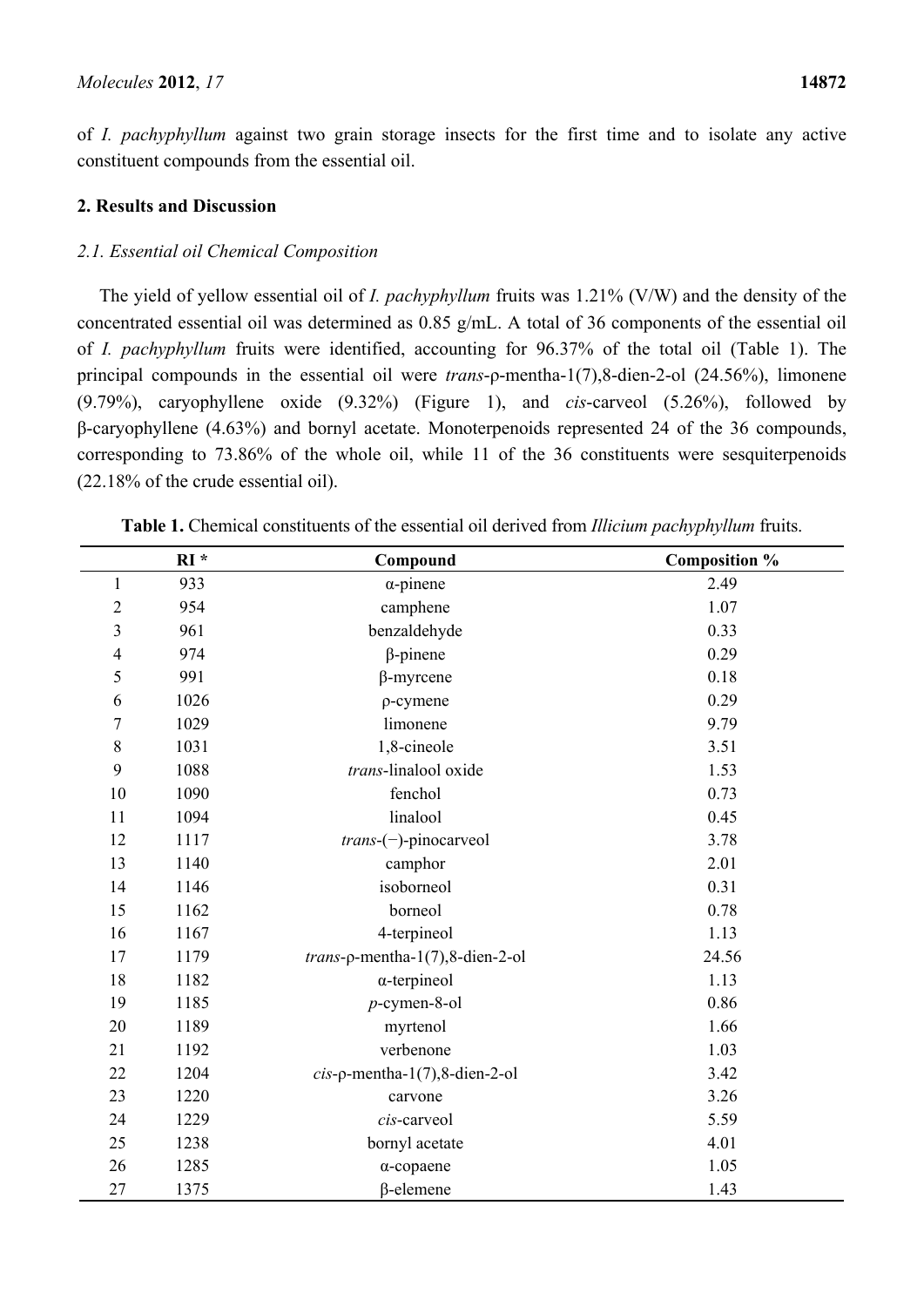of *I. pachyphyllum* against two grain storage insects for the first time and to isolate any active constituent compounds from the essential oil.

## 2. Results and Discussion

### 2.1. Essential oil Chemical Composition

The yield of yellow essential oil of *I. pachyphyllum* fruits was 1.21% (V/W) and the density of the concentrated essential oil was determined as 0.85 g/mL. A total of 36 components of the essential oil of *I. pachyphyllum* fruits were identified, accounting for 96.37% of the total oil (Table 1). The principal compounds in the essential oil were *trans*-ρ-mentha-1(7),8-dien-2-ol (24.56%), limonene (9.79%), caryophyllene oxide (9.32%) (Figure 1), and *cis*-carveol (5.26%), followed by β-caryophyllene (4.63%) and bornyl acetate. Monoterpenoids represented 24 of the 36 compounds, corresponding to 73.86% of the whole oil, while 11 of the 36 constituents were sesquiterpenoids (22.18% of the crude essential oil).

**Table 1.** Chemical constituents of the essential oil derived from *Illicium pachyphyllum* fruits.

| | RI * | Compound | Composition % |
|---|---|---|---|
| 1 | 933 | α-pinene | 2.49 |
| 2 | 954 | camphene | 1.07 |
| 3 | 961 | benzaldehyde | 0.33 |
| 4 | 974 | β-pinene | 0.29 |
| 5 | 991 | β-myrcene | 0.18 |
| 6 | 1026 | ρ-cymene | 0.29 |
| 7 | 1029 | limonene | 9.79 |
| 8 | 1031 | 1,8-cineole | 3.51 |
| 9 | 1088 | *trans*-linalool oxide | 1.53 |
| 10 | 1090 | fenchol | 0.73 |
| 11 | 1094 | linalool | 0.45 |
| 12 | 1117 | *trans*-(−)-pinocarveol | 3.78 |
| 13 | 1140 | camphor | 2.01 |
| 14 | 1146 | isoborneol | 0.31 |
| 15 | 1162 | borneol | 0.78 |
| 16 | 1167 | 4-terpineol | 1.13 |
| 17 | 1179 | *trans*-ρ-mentha-1(7),8-dien-2-ol | 24.56 |
| 18 | 1182 | α-terpineol | 1.13 |
| 19 | 1185 | *p*-cymen-8-ol | 0.86 |
| 20 | 1189 | myrtenol | 1.66 |
| 21 | 1192 | verbenone | 1.03 |
| 22 | 1204 | *cis*-ρ-mentha-1(7),8-dien-2-ol | 3.42 |
| 23 | 1220 | carvone | 3.26 |
| 24 | 1229 | *cis*-carveol | 5.59 |
| 25 | 1238 | bornyl acetate | 4.01 |
| 26 | 1285 | α-copaene | 1.05 |
| 27 | 1375 | β-elemene | 1.43 |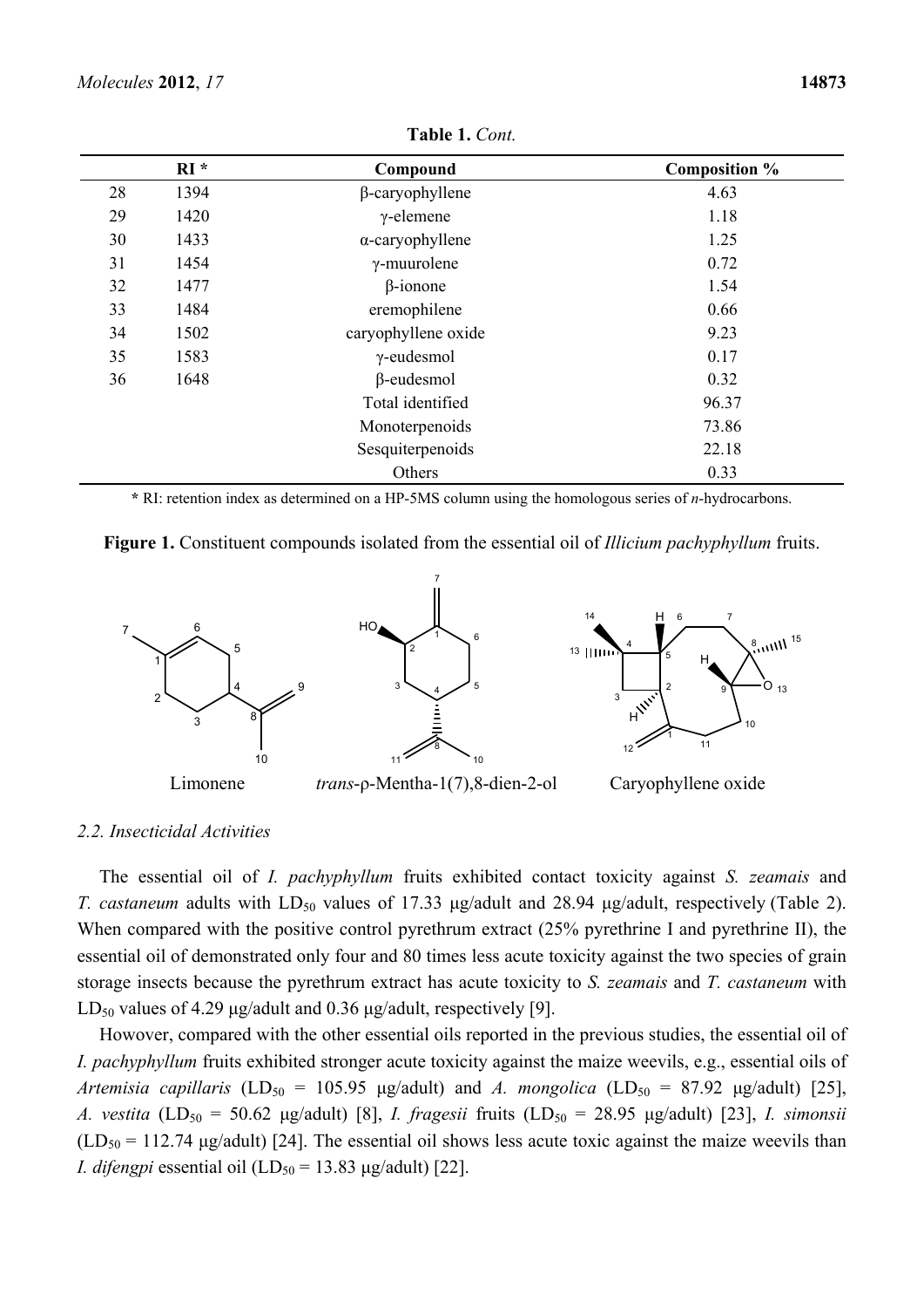**Table 1.** *Cont.*

| | RI * | Compound | Composition % |
|---|---|---|---|
| 28 | 1394 | β-caryophyllene | 4.63 |
| 29 | 1420 | γ-elemene | 1.18 |
| 30 | 1433 | α-caryophyllene | 1.25 |
| 31 | 1454 | γ-muurolene | 0.72 |
| 32 | 1477 | β-ionone | 1.54 |
| 33 | 1484 | eremophilene | 0.66 |
| 34 | 1502 | caryophyllene oxide | 9.23 |
| 35 | 1583 | γ-eudesmol | 0.17 |
| 36 | 1648 | β-eudesmol | 0.32 |
| | | Total identified | 96.37 |
| | | Monoterpenoids | 73.86 |
| | | Sesquiterpenoids | 22.18 |
| | | Others | 0.33 |

**\*** RI: retention index as determined on a HP-5MS column using the homologous series of *n*-hydrocarbons.

**Figure 1.** Constituent compounds isolated from the essential oil of *Illicium pachyphyllum* fruits.

Limonene　　*trans*-ρ-Mentha-1(7),8-dien-2-ol　　Caryophyllene oxide

### *2.2. Insecticidal Activities*

The essential oil of *I. pachyphyllum* fruits exhibited contact toxicity against *S. zeamais* and *T. castaneum* adults with $LD_{50}$ values of 17.33 μg/adult and 28.94 μg/adult, respectively (Table 2). When compared with the positive control pyrethrum extract (25% pyrethrine I and pyrethrine II), the essential oil of demonstrated only four and 80 times less acute toxicity against the two species of grain storage insects because the pyrethrum extract has acute toxicity to *S. zeamais* and *T. castaneum* with $LD_{50}$ values of 4.29 μg/adult and 0.36 μg/adult, respectively [9].

However, compared with the other essential oils reported in the previous studies, the essential oil of *I. pachyphyllum* fruits exhibited stronger acute toxicity against the maize weevils, e.g., essential oils of *Artemisia capillaris* ($LD_{50}$ = 105.95 μg/adult) and *A. mongolica* ($LD_{50}$ = 87.92 μg/adult) [25], *A. vestita* ($LD_{50}$ = 50.62 μg/adult) [8], *I. fragesii* fruits ($LD_{50}$ = 28.95 μg/adult) [23], *I. simonsii* ($LD_{50}$ = 112.74 μg/adult) [24]. The essential oil shows less acute toxic against the maize weevils than *I. difengpi* essential oil ($LD_{50}$ = 13.83 μg/adult) [22].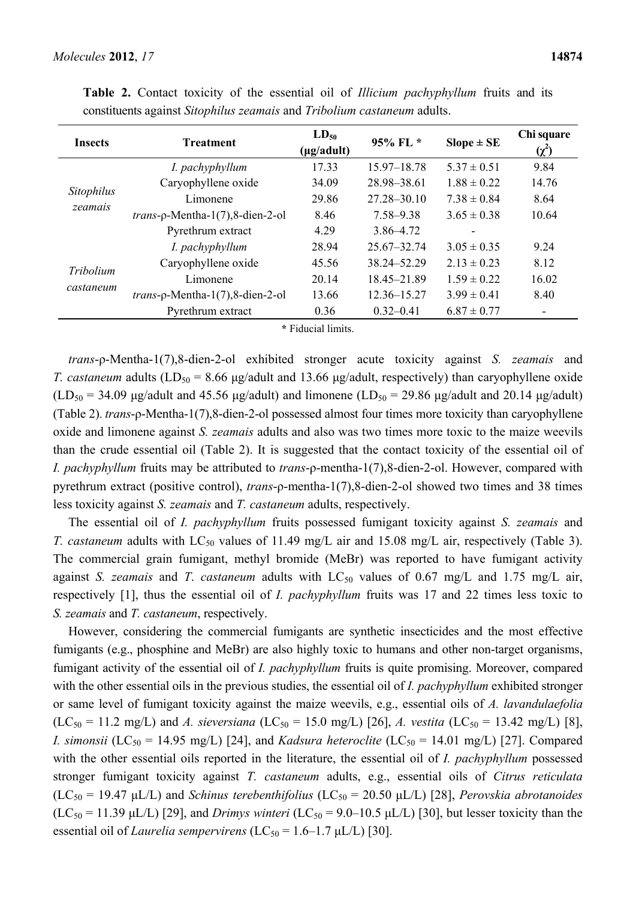**Table 2.** Contact toxicity of the essential oil of *Illicium pachyphyllum* fruits and its constituents against *Sitophilus zeamais* and *Tribolium castaneum* adults.

| Insects | Treatment | $LD_{50}$ (μg/adult) | 95% FL * | Slope ± SE | Chi square ($\chi^2$) |
|---|---|---|---|---|---|
| *Sitophilus zeamais* | *I. pachyphyllum* | 17.33 | 15.97–18.78 | 5.37 ± 0.51 | 9.84 |
| | Caryophyllene oxide | 34.09 | 28.98–38.61 | 1.88 ± 0.22 | 14.76 |
| | Limonene | 29.86 | 27.28–30.10 | 7.38 ± 0.84 | 8.64 |
| | *trans*-ρ-Mentha-1(7),8-dien-2-ol | 8.46 | 7.58–9.38 | 3.65 ± 0.38 | 10.64 |
| | Pyrethrum extract | 4.29 | 3.86–4.72 | - | |
| *Tribolium castaneum* | *I. pachyphyllum* | 28.94 | 25.67–32.74 | 3.05 ± 0.35 | 9.24 |
| | Caryophyllene oxide | 45.56 | 38.24–52.29 | 2.13 ± 0.23 | 8.12 |
| | Limonene | 20.14 | 18.45–21.89 | 1.59 ± 0.22 | 16.02 |
| | *trans*-ρ-Mentha-1(7),8-dien-2-ol | 13.66 | 12.36–15.27 | 3.99 ± 0.41 | 8.40 |
| | Pyrethrum extract | 0.36 | 0.32–0.41 | 6.87 ± 0.77 | - |

\* Fiducial limits.

*trans*-ρ-Mentha-1(7),8-dien-2-ol exhibited stronger acute toxicity against *S. zeamais* and *T. castaneum* adults ($LD_{50}$ = 8.66 μg/adult and 13.66 μg/adult, respectively) than caryophyllene oxide ($LD_{50}$ = 34.09 μg/adult and 45.56 μg/adult) and limonene ($LD_{50}$ = 29.86 μg/adult and 20.14 μg/adult) (Table 2). *trans*-ρ-Mentha-1(7),8-dien-2-ol possessed almost four times more toxicity than caryophyllene oxide and limonene against *S. zeamais* adults and also was two times more toxic to the maize weevils than the crude essential oil (Table 2). It is suggested that the contact toxicity of the essential oil of *I. pachyphyllum* fruits may be attributed to *trans*-ρ-mentha-1(7),8-dien-2-ol. However, compared with pyrethrum extract (positive control), *trans*-ρ-mentha-1(7),8-dien-2-ol showed two times and 38 times less toxicity against *S. zeamais* and *T. castaneum* adults, respectively.

The essential oil of *I. pachyphyllum* fruits possessed fumigant toxicity against *S. zeamais* and *T. castaneum* adults with $LC_{50}$ values of 11.49 mg/L air and 15.08 mg/L air, respectively (Table 3). The commercial grain fumigant, methyl bromide (MeBr) was reported to have fumigant activity against *S. zeamais* and *T. castaneum* adults with $LC_{50}$ values of 0.67 mg/L and 1.75 mg/L air, respectively [1], thus the essential oil of *I. pachyphyllum* fruits was 17 and 22 times less toxic to *S. zeamais* and *T. castaneum*, respectively.

However, considering the commercial fumigants are synthetic insecticides and the most effective fumigants (e.g., phosphine and MeBr) are also highly toxic to humans and other non-target organisms, fumigant activity of the essential oil of *I. pachyphyllum* fruits is quite promising. Moreover, compared with the other essential oils in the previous studies, the essential oil of *I. pachyphyllum* exhibited stronger or same level of fumigant toxicity against the maize weevils, e.g., essential oils of *A. lavandulaefolia* ($LC_{50}$ = 11.2 mg/L) and *A. sieversiana* ($LC_{50}$ = 15.0 mg/L) [26], *A. vestita* ($LC_{50}$ = 13.42 mg/L) [8], *I. simonsii* ($LC_{50}$ = 14.95 mg/L) [24], and *Kadsura heteroclite* ($LC_{50}$ = 14.01 mg/L) [27]. Compared with the other essential oils reported in the literature, the essential oil of *I. pachyphyllum* possessed stronger fumigant toxicity against *T. castaneum* adults, e.g., essential oils of *Citrus reticulata* ($LC_{50}$ = 19.47 μL/L) and *Schinus terebenthifolius* ($LC_{50}$ = 20.50 μL/L) [28], *Perovskia abrotanoides* ($LC_{50}$ = 11.39 μL/L) [29], and *Drimys winteri* ($LC_{50}$ = 9.0–10.5 μL/L) [30], but lesser toxicity than the essential oil of *Laurelia sempervirens* ($LC_{50}$ = 1.6–1.7 μL/L) [30].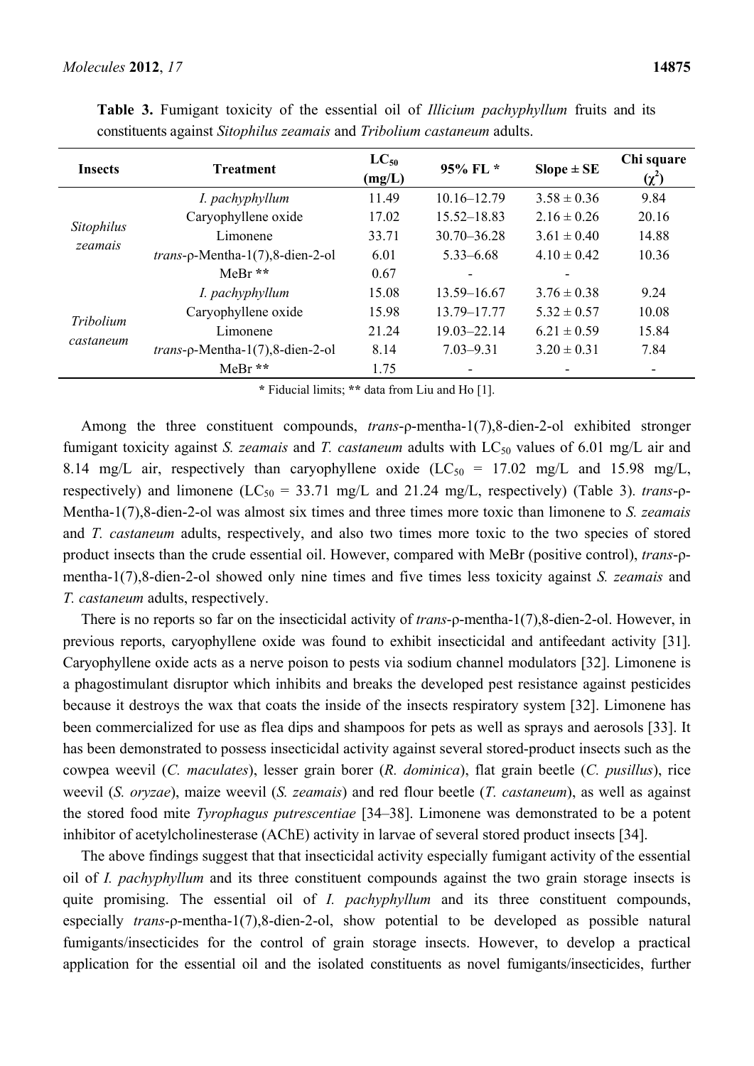**Table 3.** Fumigant toxicity of the essential oil of *Illicium pachyphyllum* fruits and its constituents against *Sitophilus zeamais* and *Tribolium castaneum* adults.

| Insects | Treatment | $LC_{50}$ (mg/L) | 95% FL * | Slope ± SE | Chi square ($\chi^2$) |
|---|---|---|---|---|---|
| *Sitophilus zeamais* | *I. pachyphyllum* | 11.49 | 10.16–12.79 | 3.58 ± 0.36 | 9.84 |
| | Caryophyllene oxide | 17.02 | 15.52–18.83 | 2.16 ± 0.26 | 20.16 |
| | Limonene | 33.71 | 30.70–36.28 | 3.61 ± 0.40 | 14.88 |
| | *trans*-ρ-Mentha-1(7),8-dien-2-ol | 6.01 | 5.33–6.68 | 4.10 ± 0.42 | 10.36 |
| | MeBr ** | 0.67 | - | - | |
| *Tribolium castaneum* | *I. pachyphyllum* | 15.08 | 13.59–16.67 | 3.76 ± 0.38 | 9.24 |
| | Caryophyllene oxide | 15.98 | 13.79–17.77 | 5.32 ± 0.57 | 10.08 |
| | Limonene | 21.24 | 19.03–22.14 | 6.21 ± 0.59 | 15.84 |
| | *trans*-ρ-Mentha-1(7),8-dien-2-ol | 8.14 | 7.03–9.31 | 3.20 ± 0.31 | 7.84 |
| | MeBr ** | 1.75 | - | - | - |

* Fiducial limits; ** data from Liu and Ho [1].

Among the three constituent compounds, *trans*-ρ-mentha-1(7),8-dien-2-ol exhibited stronger fumigant toxicity against *S. zeamais* and *T. castaneum* adults with $LC_{50}$ values of 6.01 mg/L air and 8.14 mg/L air, respectively than caryophyllene oxide ($LC_{50}$ = 17.02 mg/L and 15.98 mg/L, respectively) and limonene ($LC_{50}$ = 33.71 mg/L and 21.24 mg/L, respectively) (Table 3). *trans*-ρ-Mentha-1(7),8-dien-2-ol was almost six times and three times more toxic than limonene to *S. zeamais* and *T. castaneum* adults, respectively, and also two times more toxic to the two species of stored product insects than the crude essential oil. However, compared with MeBr (positive control), *trans*-ρ-mentha-1(7),8-dien-2-ol showed only nine times and five times less toxicity against *S. zeamais* and *T. castaneum* adults, respectively.

There is no reports so far on the insecticidal activity of *trans*-ρ-mentha-1(7),8-dien-2-ol. However, in previous reports, caryophyllene oxide was found to exhibit insecticidal and antifeedant activity [31]. Caryophyllene oxide acts as a nerve poison to pests via sodium channel modulators [32]. Limonene is a phagostimulant disruptor which inhibits and breaks the developed pest resistance against pesticides because it destroys the wax that coats the inside of the insects respiratory system [32]. Limonene has been commercialized for use as flea dips and shampoos for pets as well as sprays and aerosols [33]. It has been demonstrated to possess insecticidal activity against several stored-product insects such as the cowpea weevil (*C. maculates*), lesser grain borer (*R. dominica*), flat grain beetle (*C. pusillus*), rice weevil (*S. oryzae*), maize weevil (*S. zeamais*) and red flour beetle (*T. castaneum*), as well as against the stored food mite *Tyrophagus putrescentiae* [34–38]. Limonene was demonstrated to be a potent inhibitor of acetylcholinesterase (AChE) activity in larvae of several stored product insects [34].

The above findings suggest that that insecticidal activity especially fumigant activity of the essential oil of *I. pachyphyllum* and its three constituent compounds against the two grain storage insects is quite promising. The essential oil of *I. pachyphyllum* and its three constituent compounds, especially *trans*-ρ-mentha-1(7),8-dien-2-ol, show potential to be developed as possible natural fumigants/insecticides for the control of grain storage insects. However, to develop a practical application for the essential oil and the isolated constituents as novel fumigants/insecticides, further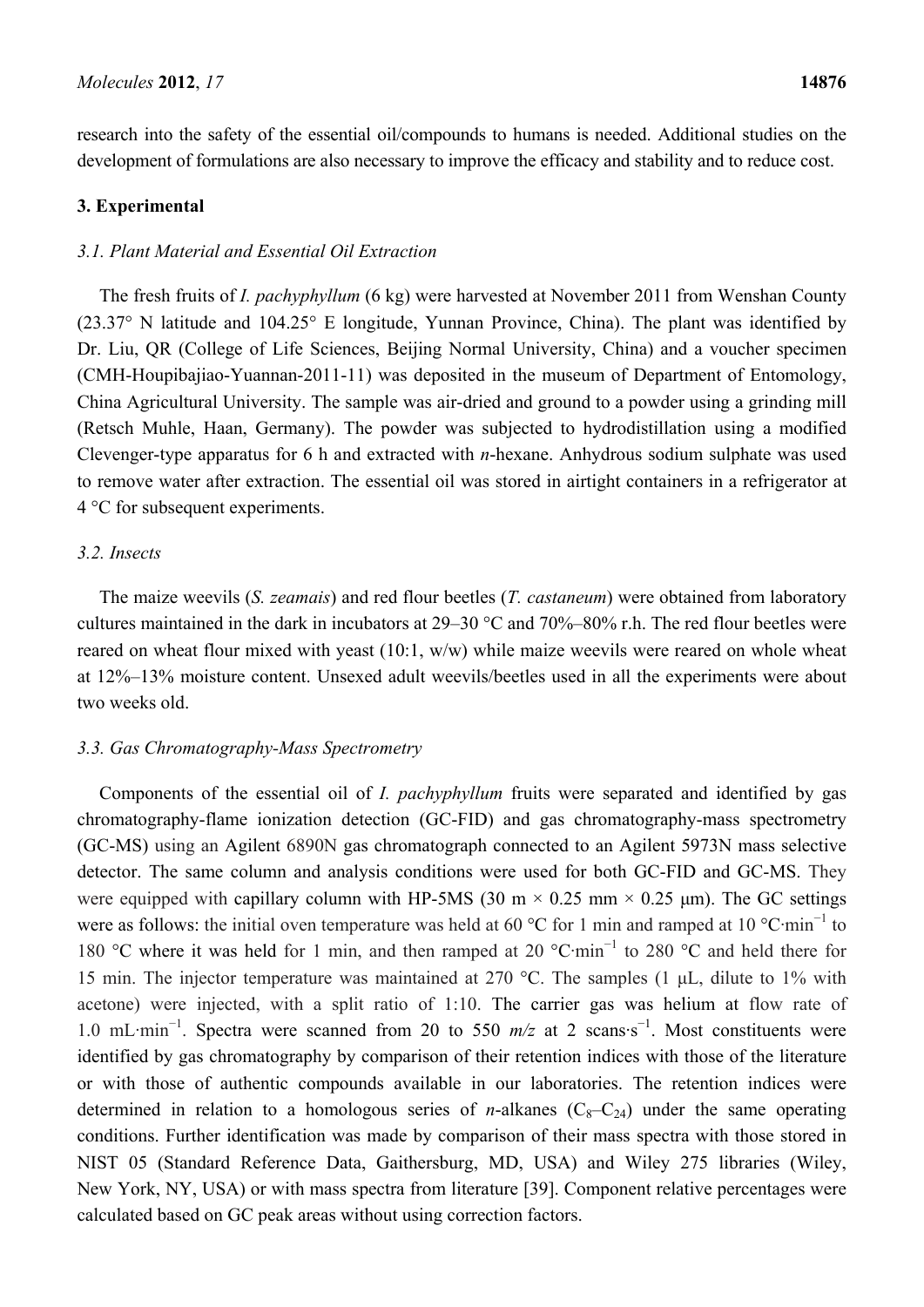research into the safety of the essential oil/compounds to humans is needed. Additional studies on the development of formulations are also necessary to improve the efficacy and stability and to reduce cost.

## 3. Experimental

### *3.1. Plant Material and Essential Oil Extraction*

The fresh fruits of *I. pachyphyllum* (6 kg) were harvested at November 2011 from Wenshan County (23.37° N latitude and 104.25° E longitude, Yunnan Province, China). The plant was identified by Dr. Liu, QR (College of Life Sciences, Beijing Normal University, China) and a voucher specimen (CMH-Houpibajiao-Yuannan-2011-11) was deposited in the museum of Department of Entomology, China Agricultural University. The sample was air-dried and ground to a powder using a grinding mill (Retsch Muhle, Haan, Germany). The powder was subjected to hydrodistillation using a modified Clevenger-type apparatus for 6 h and extracted with *n*-hexane. Anhydrous sodium sulphate was used to remove water after extraction. The essential oil was stored in airtight containers in a refrigerator at 4 °C for subsequent experiments.

### *3.2. Insects*

The maize weevils (*S. zeamais*) and red flour beetles (*T. castaneum*) were obtained from laboratory cultures maintained in the dark in incubators at 29–30 °C and 70%–80% r.h. The red flour beetles were reared on wheat flour mixed with yeast (10:1, w/w) while maize weevils were reared on whole wheat at 12%–13% moisture content. Unsexed adult weevils/beetles used in all the experiments were about two weeks old.

### *3.3. Gas Chromatography-Mass Spectrometry*

Components of the essential oil of *I. pachyphyllum* fruits were separated and identified by gas chromatography-flame ionization detection (GC-FID) and gas chromatography-mass spectrometry (GC-MS) using an Agilent 6890N gas chromatograph connected to an Agilent 5973N mass selective detector. The same column and analysis conditions were used for both GC-FID and GC-MS. They were equipped with capillary column with HP-5MS (30 m × 0.25 mm × 0.25 μm). The GC settings were as follows: the initial oven temperature was held at 60 °C for 1 min and ramped at 10 $°C \cdot min^{-1}$ to 180 °C where it was held for 1 min, and then ramped at 20 $°C \cdot min^{-1}$ to 280 °C and held there for 15 min. The injector temperature was maintained at 270 °C. The samples (1 μL, dilute to 1% with acetone) were injected, with a split ratio of 1:10. The carrier gas was helium at flow rate of 1.0 $mL \cdot min^{-1}$. Spectra were scanned from 20 to 550 *m/z* at 2 $scans \cdot s^{-1}$. Most constituents were identified by gas chromatography by comparison of their retention indices with those of the literature or with those of authentic compounds available in our laboratories. The retention indices were determined in relation to a homologous series of *n*-alkanes ($C_8$–$C_{24}$) under the same operating conditions. Further identification was made by comparison of their mass spectra with those stored in NIST 05 (Standard Reference Data, Gaithersburg, MD, USA) and Wiley 275 libraries (Wiley, New York, NY, USA) or with mass spectra from literature [39]. Component relative percentages were calculated based on GC peak areas without using correction factors.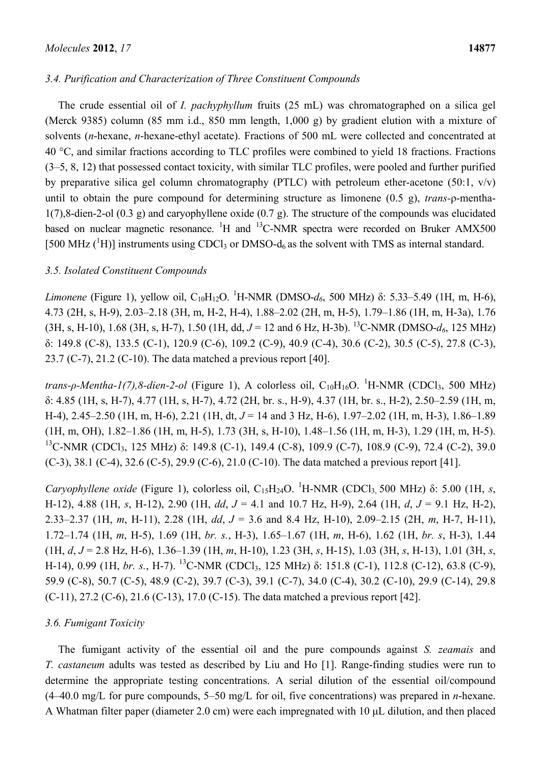### 3.4. Purification and Characterization of Three Constituent Compounds

The crude essential oil of *I. pachyphyllum* fruits (25 mL) was chromatographed on a silica gel (Merck 9385) column (85 mm i.d., 850 mm length, 1,000 g) by gradient elution with a mixture of solvents (*n*-hexane, *n*-hexane-ethyl acetate). Fractions of 500 mL were collected and concentrated at 40 °C, and similar fractions according to TLC profiles were combined to yield 18 fractions. Fractions (3–5, 8, 12) that possessed contact toxicity, with similar TLC profiles, were pooled and further purified by preparative silica gel column chromatography (PTLC) with petroleum ether-acetone (50:1, v/v) until to obtain the pure compound for determining structure as limonene (0.5 g), *trans*-ρ-mentha-1(7),8-dien-2-ol (0.3 g) and caryophyllene oxide (0.7 g). The structure of the compounds was elucidated based on nuclear magnetic resonance. $^1$H and $^{13}$C-NMR spectra were recorded on Bruker AMX500 [500 MHz ($^1$H)] instruments using $CDCl_3$ or DMSO-$d_6$ as the solvent with TMS as internal standard.

### 3.5. Isolated Constituent Compounds

*Limonene* (Figure 1), yellow oil, $C_{10}H_{12}O$. $^1$H-NMR (DMSO-$d_6$, 500 MHz) δ: 5.33–5.49 (1H, m, H-6), 4.73 (2H, s, H-9), 2.03–2.18 (3H, m, H-2, H-4), 1.88–2.02 (2H, m, H-5), 1.79–1.86 (1H, m, H-3a), 1.76 (3H, s, H-10), 1.68 (3H, s, H-7), 1.50 (1H, dd, $J$ = 12 and 6 Hz, H-3b). $^{13}$C-NMR (DMSO-$d_6$, 125 MHz) δ: 149.8 (C-8), 133.5 (C-1), 120.9 (C-6), 109.2 (C-9), 40.9 (C-4), 30.6 (C-2), 30.5 (C-5), 27.8 (C-3), 23.7 (C-7), 21.2 (C-10). The data matched a previous report [40].

*trans-ρ-Mentha-1(7),8-dien-2-ol* (Figure 1), A colorless oil, $C_{10}H_{16}O$. $^1$H-NMR ($CDCl_3$, 500 MHz) δ: 4.85 (1H, s, H-7), 4.77 (1H, s, H-7), 4.72 (2H, br. s., H-9), 4.37 (1H, br. s., H-2), 2.50–2.59 (1H, m, H-4), 2.45–2.50 (1H, m, H-6), 2.21 (1H, dt, $J$ = 14 and 3 Hz, H-6), 1.97–2.02 (1H, m, H-3), 1.86–1.89 (1H, m, OH), 1.82–1.86 (1H, m, H-5), 1.73 (3H, s, H-10), 1.48–1.56 (1H, m, H-3), 1.29 (1H, m, H-5). $^{13}$C-NMR ($CDCl_3$, 125 MHz) δ: 149.8 (C-1), 149.4 (C-8), 109.9 (C-7), 108.9 (C-9), 72.4 (C-2), 39.0 (C-3), 38.1 (C-4), 32.6 (C-5), 29.9 (C-6), 21.0 (C-10). The data matched a previous report [41].

*Caryophyllene oxide* (Figure 1), colorless oil, $C_{15}H_{24}O$. $^1$H-NMR ($CDCl_3$, 500 MHz) δ: 5.00 (1H, *s*, H-12), 4.88 (1H, *s*, H-12), 2.90 (1H, *dd*, $J$ = 4.1 and 10.7 Hz, H-9), 2.64 (1H, *d*, $J$ = 9.1 Hz, H-2), 2.33–2.37 (1H, *m*, H-11), 2.28 (1H, *dd*, $J$ = 3.6 and 8.4 Hz, H-10), 2.09–2.15 (2H, *m*, H-7, H-11), 1.72–1.74 (1H, *m*, H-5), 1.69 (1H, *br. s.*, H-3), 1.65–1.67 (1H, *m*, H-6), 1.62 (1H, *br. s*, H-3), 1.44 (1H, *d*, $J$ = 2.8 Hz, H-6), 1.36–1.39 (1H, *m*, H-10), 1.23 (3H, *s*, H-15), 1.03 (3H, *s*, H-13), 1.01 (3H, *s*, H-14), 0.99 (1H, *br. s.*, H-7). $^{13}$C-NMR ($CDCl_3$, 125 MHz) δ: 151.8 (C-1), 112.8 (C-12), 63.8 (C-9), 59.9 (C-8), 50.7 (C-5), 48.9 (C-2), 39.7 (C-3), 39.1 (C-7), 34.0 (C-4), 30.2 (C-10), 29.9 (C-14), 29.8 (C-11), 27.2 (C-6), 21.6 (C-13), 17.0 (C-15). The data matched a previous report [42].

### 3.6. Fumigant Toxicity

The fumigant activity of the essential oil and the pure compounds against *S. zeamais* and *T. castaneum* adults was tested as described by Liu and Ho [1]. Range-finding studies were run to determine the appropriate testing concentrations. A serial dilution of the essential oil/compound (4–40.0 mg/L for pure compounds, 5–50 mg/L for oil, five concentrations) was prepared in *n*-hexane. A Whatman filter paper (diameter 2.0 cm) were each impregnated with 10 μL dilution, and then placed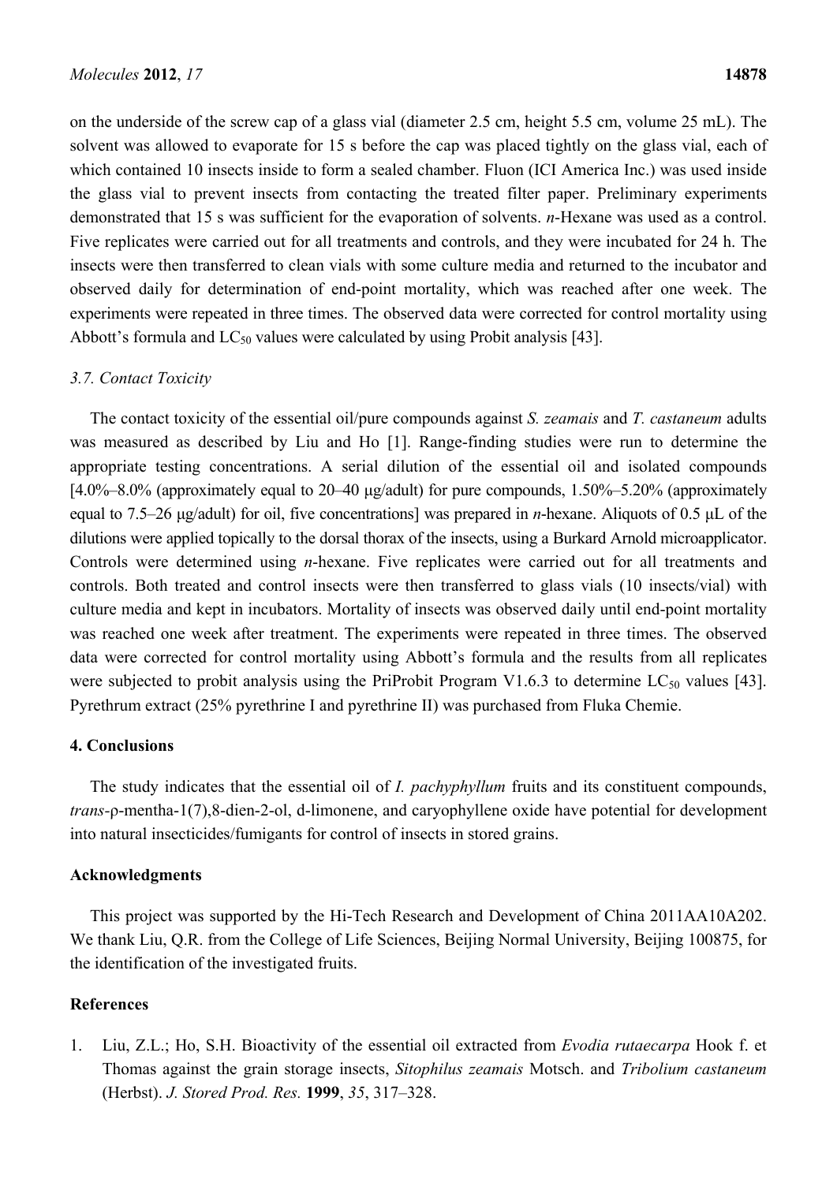on the underside of the screw cap of a glass vial (diameter 2.5 cm, height 5.5 cm, volume 25 mL). The solvent was allowed to evaporate for 15 s before the cap was placed tightly on the glass vial, each of which contained 10 insects inside to form a sealed chamber. Fluon (ICI America Inc.) was used inside the glass vial to prevent insects from contacting the treated filter paper. Preliminary experiments demonstrated that 15 s was sufficient for the evaporation of solvents. *n*-Hexane was used as a control. Five replicates were carried out for all treatments and controls, and they were incubated for 24 h. The insects were then transferred to clean vials with some culture media and returned to the incubator and observed daily for determination of end-point mortality, which was reached after one week. The experiments were repeated in three times. The observed data were corrected for control mortality using Abbott's formula and $LC_{50}$ values were calculated by using Probit analysis [43].

### 3.7. Contact Toxicity

The contact toxicity of the essential oil/pure compounds against *S. zeamais* and *T. castaneum* adults was measured as described by Liu and Ho [1]. Range-finding studies were run to determine the appropriate testing concentrations. A serial dilution of the essential oil and isolated compounds [4.0%–8.0% (approximately equal to 20–40 μg/adult) for pure compounds, 1.50%–5.20% (approximately equal to 7.5–26 μg/adult) for oil, five concentrations] was prepared in *n*-hexane. Aliquots of 0.5 μL of the dilutions were applied topically to the dorsal thorax of the insects, using a Burkard Arnold microapplicator. Controls were determined using *n*-hexane. Five replicates were carried out for all treatments and controls. Both treated and control insects were then transferred to glass vials (10 insects/vial) with culture media and kept in incubators. Mortality of insects was observed daily until end-point mortality was reached one week after treatment. The experiments were repeated in three times. The observed data were corrected for control mortality using Abbott's formula and the results from all replicates were subjected to probit analysis using the PriProbit Program V1.6.3 to determine $LC_{50}$ values [43]. Pyrethrum extract (25% pyrethrine I and pyrethrine II) was purchased from Fluka Chemie.

## 4. Conclusions

The study indicates that the essential oil of *I. pachyphyllum* fruits and its constituent compounds, *trans*-ρ-mentha-1(7),8-dien-2-ol, d-limonene, and caryophyllene oxide have potential for development into natural insecticides/fumigants for control of insects in stored grains.

## Acknowledgments

This project was supported by the Hi-Tech Research and Development of China 2011AA10A202. We thank Liu, Q.R. from the College of Life Sciences, Beijing Normal University, Beijing 100875, for the identification of the investigated fruits.

## References

1. Liu, Z.L.; Ho, S.H. Bioactivity of the essential oil extracted from *Evodia rutaecarpa* Hook f. et Thomas against the grain storage insects, *Sitophilus zeamais* Motsch. and *Tribolium castaneum* (Herbst). *J. Stored Prod. Res.* **1999**, *35*, 317–328.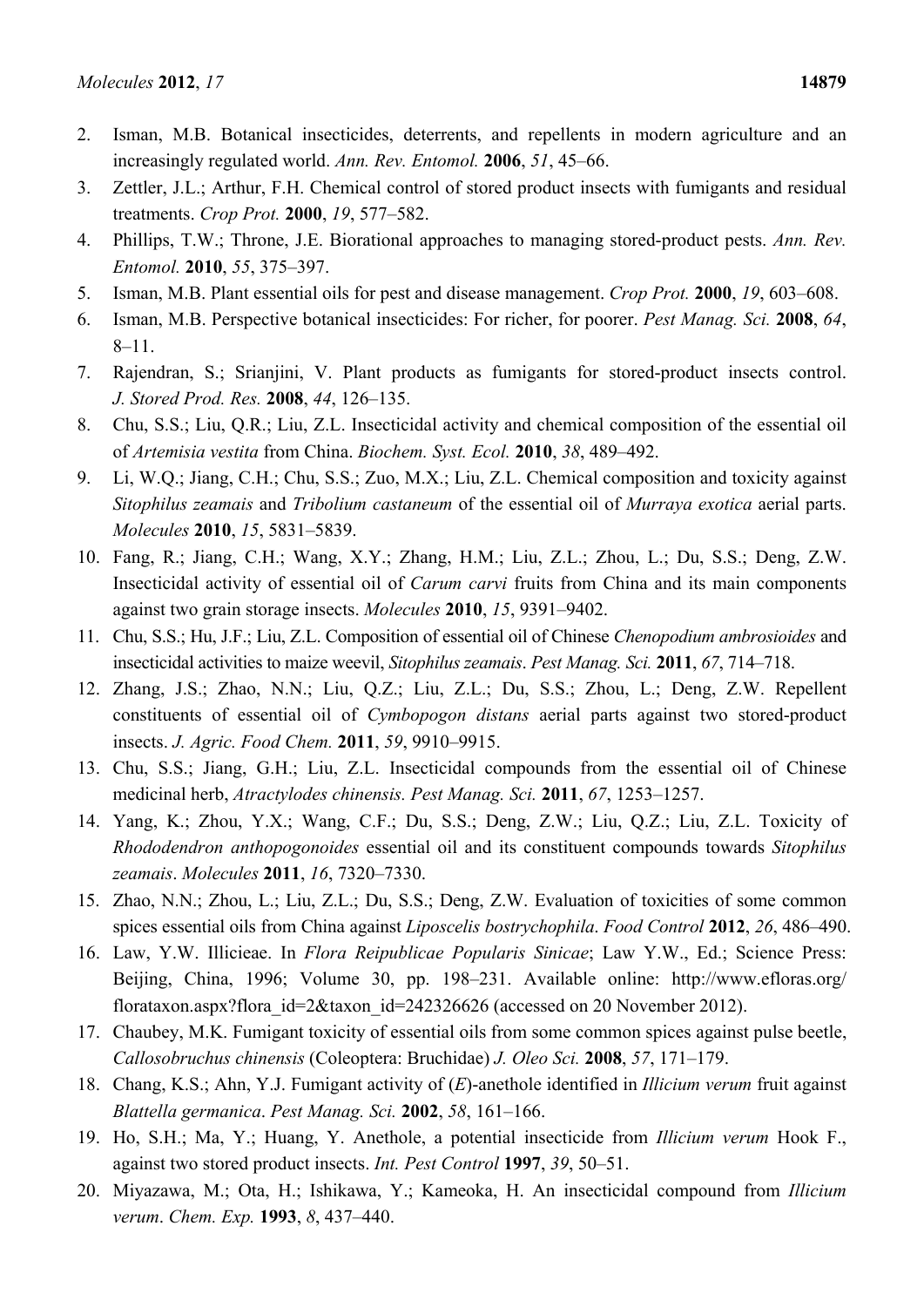2. Isman, M.B. Botanical insecticides, deterrents, and repellents in modern agriculture and an increasingly regulated world. *Ann. Rev. Entomol.* **2006**, *51*, 45–66.
3. Zettler, J.L.; Arthur, F.H. Chemical control of stored product insects with fumigants and residual treatments. *Crop Prot.* **2000**, *19*, 577–582.
4. Phillips, T.W.; Throne, J.E. Biorational approaches to managing stored-product pests. *Ann. Rev. Entomol.* **2010**, *55*, 375–397.
5. Isman, M.B. Plant essential oils for pest and disease management. *Crop Prot.* **2000**, *19*, 603–608.
6. Isman, M.B. Perspective botanical insecticides: For richer, for poorer. *Pest Manag. Sci.* **2008**, *64*, 8–11.
7. Rajendran, S.; Srianjini, V. Plant products as fumigants for stored-product insects control. *J. Stored Prod. Res.* **2008**, *44*, 126–135.
8. Chu, S.S.; Liu, Q.R.; Liu, Z.L. Insecticidal activity and chemical composition of the essential oil of *Artemisia vestita* from China. *Biochem. Syst. Ecol.* **2010**, *38*, 489–492.
9. Li, W.Q.; Jiang, C.H.; Chu, S.S.; Zuo, M.X.; Liu, Z.L. Chemical composition and toxicity against *Sitophilus zeamais* and *Tribolium castaneum* of the essential oil of *Murraya exotica* aerial parts. *Molecules* **2010**, *15*, 5831–5839.
10. Fang, R.; Jiang, C.H.; Wang, X.Y.; Zhang, H.M.; Liu, Z.L.; Zhou, L.; Du, S.S.; Deng, Z.W. Insecticidal activity of essential oil of *Carum carvi* fruits from China and its main components against two grain storage insects. *Molecules* **2010**, *15*, 9391–9402.
11. Chu, S.S.; Hu, J.F.; Liu, Z.L. Composition of essential oil of Chinese *Chenopodium ambrosioides* and insecticidal activities to maize weevil, *Sitophilus zeamais*. *Pest Manag. Sci.* **2011**, *67*, 714–718.
12. Zhang, J.S.; Zhao, N.N.; Liu, Q.Z.; Liu, Z.L.; Du, S.S.; Zhou, L.; Deng, Z.W. Repellent constituents of essential oil of *Cymbopogon distans* aerial parts against two stored-product insects. *J. Agric. Food Chem.* **2011**, *59*, 9910–9915.
13. Chu, S.S.; Jiang, G.H.; Liu, Z.L. Insecticidal compounds from the essential oil of Chinese medicinal herb, *Atractylodes chinensis*. *Pest Manag. Sci.* **2011**, *67*, 1253–1257.
14. Yang, K.; Zhou, Y.X.; Wang, C.F.; Du, S.S.; Deng, Z.W.; Liu, Q.Z.; Liu, Z.L. Toxicity of *Rhododendron anthopogonoides* essential oil and its constituent compounds towards *Sitophilus zeamais*. *Molecules* **2011**, *16*, 7320–7330.
15. Zhao, N.N.; Zhou, L.; Liu, Z.L.; Du, S.S.; Deng, Z.W. Evaluation of toxicities of some common spices essential oils from China against *Liposcelis bostrychophila*. *Food Control* **2012**, *26*, 486–490.
16. Law, Y.W. Illicieae. In *Flora Reipublicae Popularis Sinicae*; Law Y.W., Ed.; Science Press: Beijing, China, 1996; Volume 30, pp. 198–231. Available online: http://www.efloras.org/florataxon.aspx?flora_id=2&taxon_id=242326626 (accessed on 20 November 2012).
17. Chaubey, M.K. Fumigant toxicity of essential oils from some common spices against pulse beetle, *Callosobruchus chinensis* (Coleoptera: Bruchidae) *J. Oleo Sci.* **2008**, *57*, 171–179.
18. Chang, K.S.; Ahn, Y.J. Fumigant activity of (*E*)-anethole identified in *Illicium verum* fruit against *Blattella germanica*. *Pest Manag. Sci.* **2002**, *58*, 161–166.
19. Ho, S.H.; Ma, Y.; Huang, Y. Anethole, a potential insecticide from *Illicium verum* Hook F., against two stored product insects. *Int. Pest Control* **1997**, *39*, 50–51.
20. Miyazawa, M.; Ota, H.; Ishikawa, Y.; Kameoka, H. An insecticidal compound from *Illicium verum*. *Chem. Exp.* **1993**, *8*, 437–440.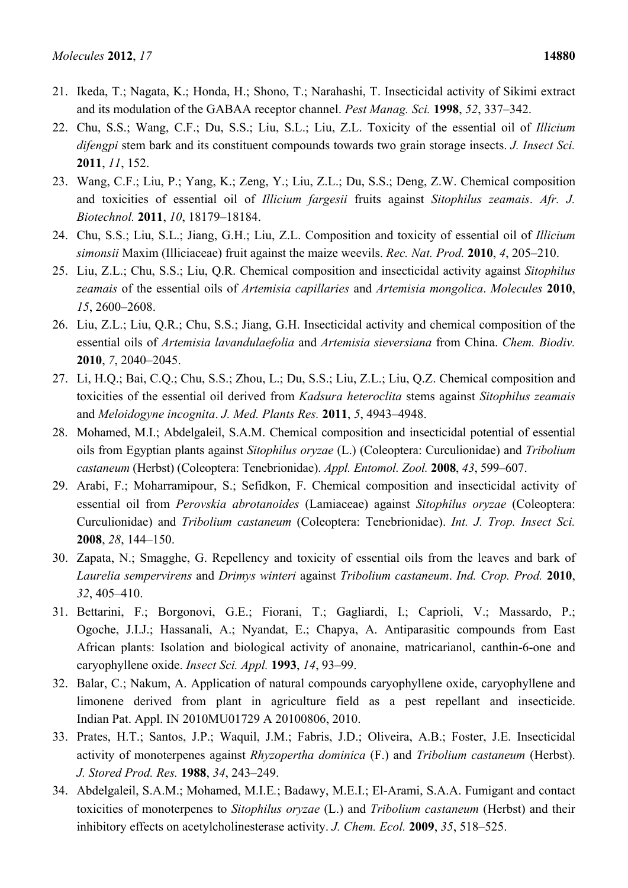21. Ikeda, T.; Nagata, K.; Honda, H.; Shono, T.; Narahashi, T. Insecticidal activity of Sikimi extract and its modulation of the GABAA receptor channel. *Pest Manag. Sci.* **1998**, *52*, 337–342.
22. Chu, S.S.; Wang, C.F.; Du, S.S.; Liu, S.L.; Liu, Z.L. Toxicity of the essential oil of *Illicium difengpi* stem bark and its constituent compounds towards two grain storage insects. *J. Insect Sci.* **2011**, *11*, 152.
23. Wang, C.F.; Liu, P.; Yang, K.; Zeng, Y.; Liu, Z.L.; Du, S.S.; Deng, Z.W. Chemical composition and toxicities of essential oil of *Illicium fargesii* fruits against *Sitophilus zeamais*. *Afr. J. Biotechnol.* **2011**, *10*, 18179–18184.
24. Chu, S.S.; Liu, S.L.; Jiang, G.H.; Liu, Z.L. Composition and toxicity of essential oil of *Illicium simonsii* Maxim (Illiciaceae) fruit against the maize weevils. *Rec. Nat. Prod.* **2010**, *4*, 205–210.
25. Liu, Z.L.; Chu, S.S.; Liu, Q.R. Chemical composition and insecticidal activity against *Sitophilus zeamais* of the essential oils of *Artemisia capillaries* and *Artemisia mongolica*. *Molecules* **2010**, *15*, 2600–2608.
26. Liu, Z.L.; Liu, Q.R.; Chu, S.S.; Jiang, G.H. Insecticidal activity and chemical composition of the essential oils of *Artemisia lavandulaefolia* and *Artemisia sieversiana* from China. *Chem. Biodiv.* **2010**, *7*, 2040–2045.
27. Li, H.Q.; Bai, C.Q.; Chu, S.S.; Zhou, L.; Du, S.S.; Liu, Z.L.; Liu, Q.Z. Chemical composition and toxicities of the essential oil derived from *Kadsura heteroclita* stems against *Sitophilus zeamais* and *Meloidogyne incognita*. *J. Med. Plants Res.* **2011**, *5*, 4943–4948.
28. Mohamed, M.I.; Abdelgaleil, S.A.M. Chemical composition and insecticidal potential of essential oils from Egyptian plants against *Sitophilus oryzae* (L.) (Coleoptera: Curculionidae) and *Tribolium castaneum* (Herbst) (Coleoptera: Tenebrionidae). *Appl. Entomol. Zool.* **2008**, *43*, 599–607.
29. Arabi, F.; Moharramipour, S.; Sefidkon, F. Chemical composition and insecticidal activity of essential oil from *Perovskia abrotanoides* (Lamiaceae) against *Sitophilus oryzae* (Coleoptera: Curculionidae) and *Tribolium castaneum* (Coleoptera: Tenebrionidae). *Int. J. Trop. Insect Sci.* **2008**, *28*, 144–150.
30. Zapata, N.; Smagghe, G. Repellency and toxicity of essential oils from the leaves and bark of *Laurelia sempervirens* and *Drimys winteri* against *Tribolium castaneum*. *Ind. Crop. Prod.* **2010**, *32*, 405–410.
31. Bettarini, F.; Borgonovi, G.E.; Fiorani, T.; Gagliardi, I.; Caprioli, V.; Massardo, P.; Ogoche, J.I.J.; Hassanali, A.; Nyandat, E.; Chapya, A. Antiparasitic compounds from East African plants: Isolation and biological activity of anonaine, matricarianol, canthin-6-one and caryophyllene oxide. *Insect Sci. Appl.* **1993**, *14*, 93–99.
32. Balar, C.; Nakum, A. Application of natural compounds caryophyllene oxide, caryophyllene and limonene derived from plant in agriculture field as a pest repellant and insecticide. Indian Pat. Appl. IN 2010MU01729 A 20100806, 2010.
33. Prates, H.T.; Santos, J.P.; Waquil, J.M.; Fabris, J.D.; Oliveira, A.B.; Foster, J.E. Insecticidal activity of monoterpenes against *Rhyzopertha dominica* (F.) and *Tribolium castaneum* (Herbst). *J. Stored Prod. Res.* **1988**, *34*, 243–249.
34. Abdelgaleil, S.A.M.; Mohamed, M.I.E.; Badawy, M.E.I.; El-Arami, S.A.A. Fumigant and contact toxicities of monoterpenes to *Sitophilus oryzae* (L.) and *Tribolium castaneum* (Herbst) and their inhibitory effects on acetylcholinesterase activity. *J. Chem. Ecol.* **2009**, *35*, 518–525.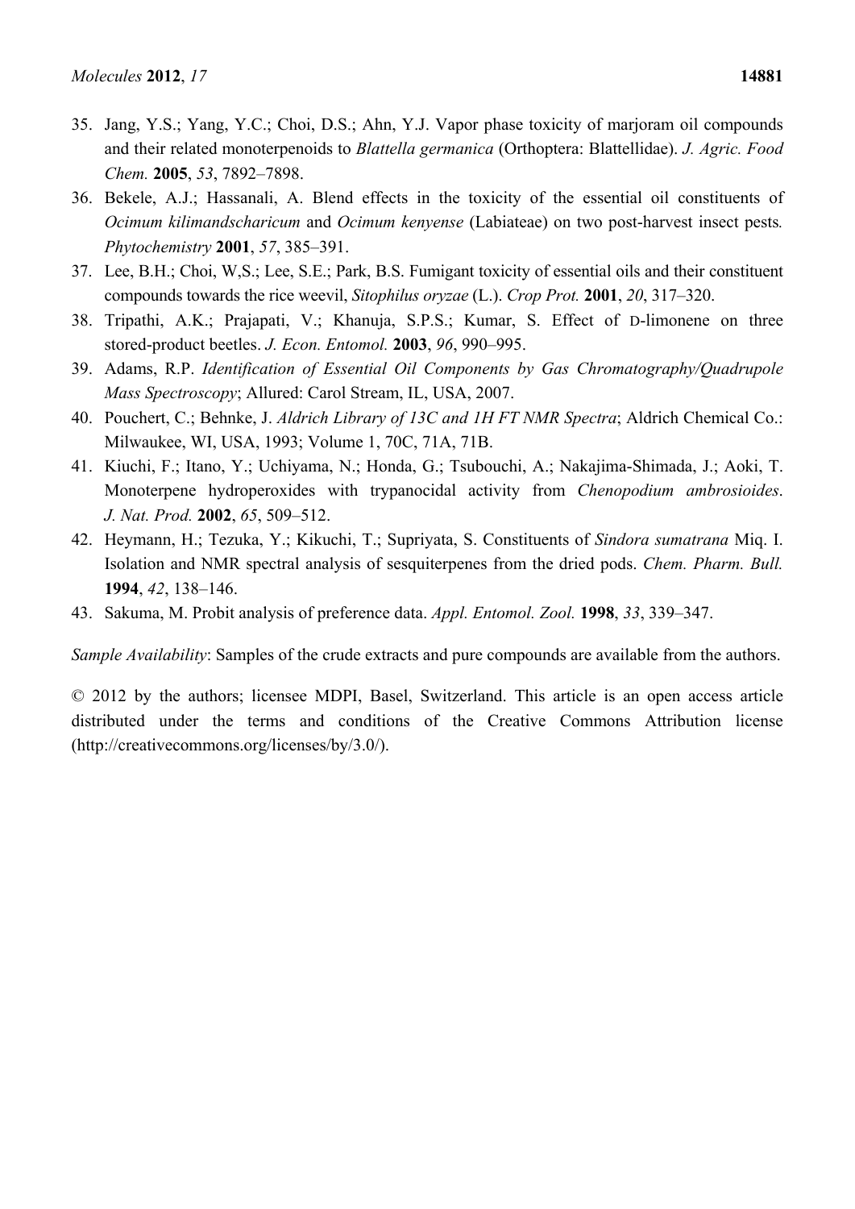35. Jang, Y.S.; Yang, Y.C.; Choi, D.S.; Ahn, Y.J. Vapor phase toxicity of marjoram oil compounds and their related monoterpenoids to *Blattella germanica* (Orthoptera: Blattellidae). *J. Agric. Food Chem.* **2005**, *53*, 7892–7898.
36. Bekele, A.J.; Hassanali, A. Blend effects in the toxicity of the essential oil constituents of *Ocimum kilimandscharicum* and *Ocimum kenyense* (Labiateae) on two post-harvest insect pests. *Phytochemistry* **2001**, *57*, 385–391.
37. Lee, B.H.; Choi, W,S.; Lee, S.E.; Park, B.S. Fumigant toxicity of essential oils and their constituent compounds towards the rice weevil, *Sitophilus oryzae* (L.). *Crop Prot.* **2001**, *20*, 317–320.
38. Tripathi, A.K.; Prajapati, V.; Khanuja, S.P.S.; Kumar, S. Effect of D-limonene on three stored-product beetles. *J. Econ. Entomol.* **2003**, *96*, 990–995.
39. Adams, R.P. *Identification of Essential Oil Components by Gas Chromatography/Quadrupole Mass Spectroscopy*; Allured: Carol Stream, IL, USA, 2007.
40. Pouchert, C.; Behnke, J. *Aldrich Library of 13C and 1H FT NMR Spectra*; Aldrich Chemical Co.: Milwaukee, WI, USA, 1993; Volume 1, 70C, 71A, 71B.
41. Kiuchi, F.; Itano, Y.; Uchiyama, N.; Honda, G.; Tsubouchi, A.; Nakajima-Shimada, J.; Aoki, T. Monoterpene hydroperoxides with trypanocidal activity from *Chenopodium ambrosioides*. *J. Nat. Prod.* **2002**, *65*, 509–512.
42. Heymann, H.; Tezuka, Y.; Kikuchi, T.; Supriyata, S. Constituents of *Sindora sumatrana* Miq. I. Isolation and NMR spectral analysis of sesquiterpenes from the dried pods. *Chem. Pharm. Bull.* **1994**, *42*, 138–146.
43. Sakuma, M. Probit analysis of preference data. *Appl. Entomol. Zool.* **1998**, *33*, 339–347.

*Sample Availability*: Samples of the crude extracts and pure compounds are available from the authors.

© 2012 by the authors; licensee MDPI, Basel, Switzerland. This article is an open access article distributed under the terms and conditions of the Creative Commons Attribution license (http://creativecommons.org/licenses/by/3.0/).